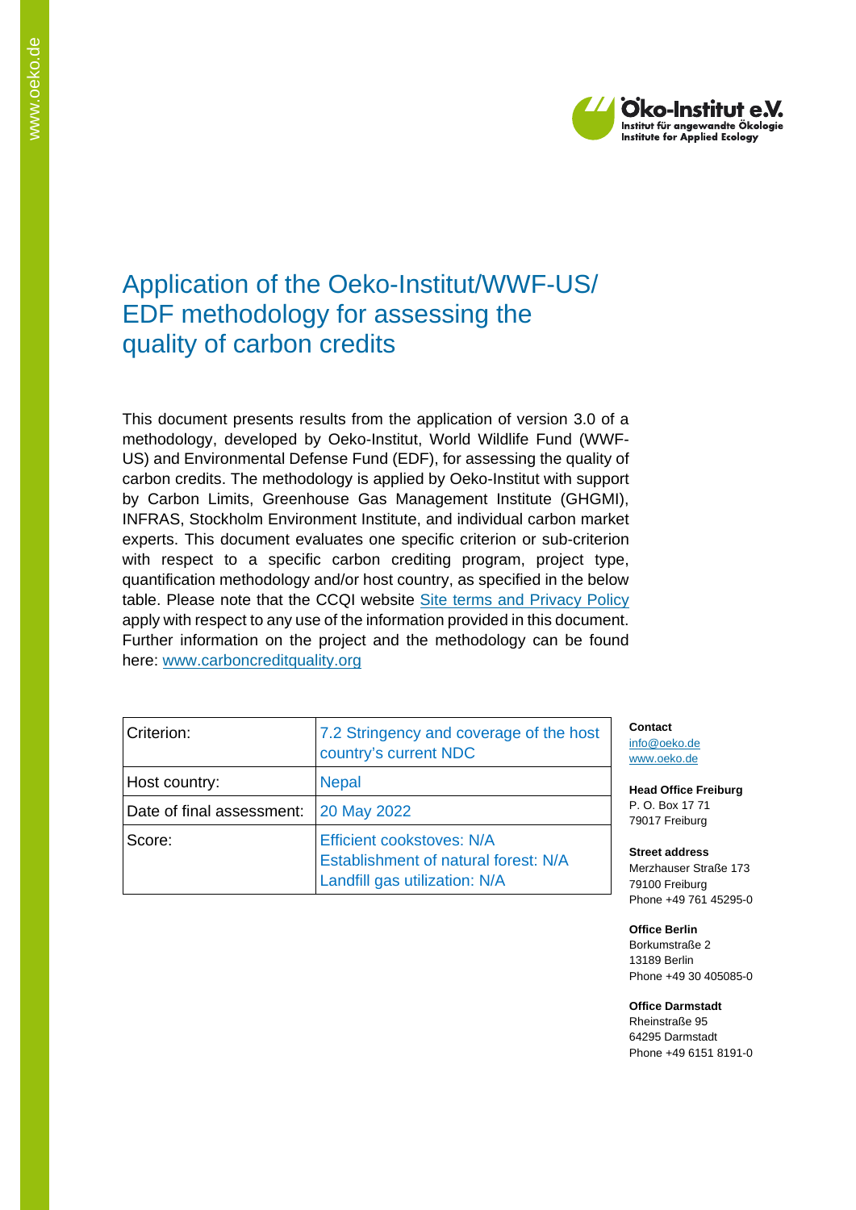# Application of the Oeko-Institut/WWF-US/ EDF methodology for assessing the quality of carbon credits

This document presents results from the application of version 3.0 of a methodology, developed by Oeko-Institut, World Wildlife Fund (WWF-US) and Environmental Defense Fund (EDF), for assessing the quality of carbon credits. The methodology is applied by Oeko-Institut with support by Carbon Limits, Greenhouse Gas Management Institute (GHGMI), INFRAS, Stockholm Environment Institute, and individual carbon market experts. This document evaluates one specific criterion or sub-criterion with respect to a specific carbon crediting program, project type, quantification methodology and/or host country, as specified in the below table. Please note that the CCQI website Site terms and Privacy Policy apply with respect to any use of the information provided in this document. Further information on the project and the methodology can be found here: www.carboncreditquality.org

| | |
|---|---|
| Criterion: | 7.2 Stringency and coverage of the host country's current NDC |
| Host country: | Nepal |
| Date of final assessment: | 20 May 2022 |
| Score: | Efficient cookstoves: N/A<br>Establishment of natural forest: N/A<br>Landfill gas utilization: N/A |

**Contact**
info@oeko.de
www.oeko.de

**Head Office Freiburg**
P. O. Box 17 71
79017 Freiburg

**Street address**
Merzhauser Straße 173
79100 Freiburg
Phone +49 761 45295-0

**Office Berlin**
Borkumstraße 2
13189 Berlin
Phone +49 30 405085-0

**Office Darmstadt**
Rheinstraße 95
64295 Darmstadt
Phone +49 6151 8191-0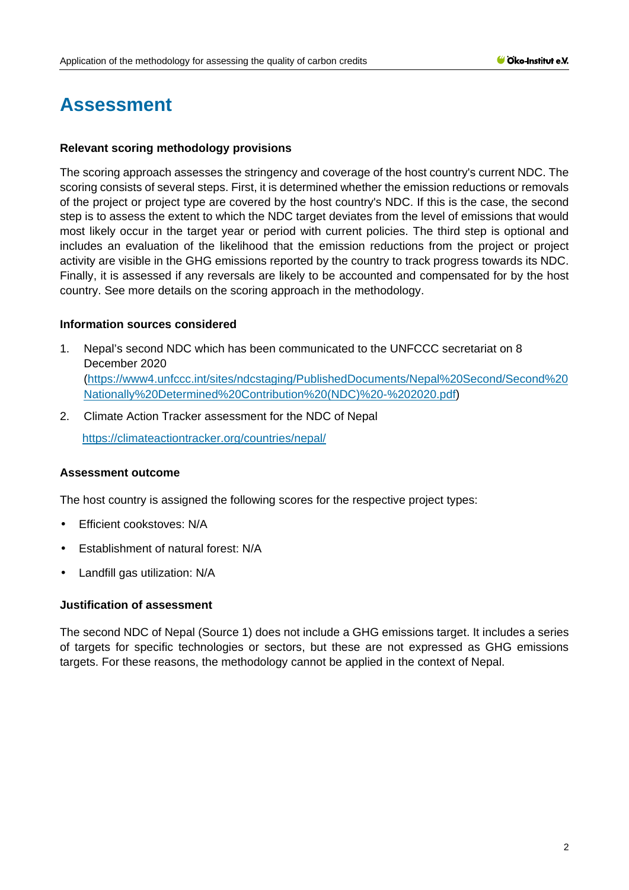# Assessment

**Relevant scoring methodology provisions**

The scoring approach assesses the stringency and coverage of the host country's current NDC. The scoring consists of several steps. First, it is determined whether the emission reductions or removals of the project or project type are covered by the host country's NDC. If this is the case, the second step is to assess the extent to which the NDC target deviates from the level of emissions that would most likely occur in the target year or period with current policies. The third step is optional and includes an evaluation of the likelihood that the emission reductions from the project or project activity are visible in the GHG emissions reported by the country to track progress towards its NDC. Finally, it is assessed if any reversals are likely to be accounted and compensated for by the host country. See more details on the scoring approach in the methodology.

**Information sources considered**

1. Nepal's second NDC which has been communicated to the UNFCCC secretariat on 8 December 2020 (https://www4.unfccc.int/sites/ndcstaging/PublishedDocuments/Nepal%20Second/Second%20Nationally%20Determined%20Contribution%20(NDC)%20-%202020.pdf)
2. Climate Action Tracker assessment for the NDC of Nepal

   https://climateactiontracker.org/countries/nepal/

**Assessment outcome**

The host country is assigned the following scores for the respective project types:

- Efficient cookstoves: N/A
- Establishment of natural forest: N/A
- Landfill gas utilization: N/A

**Justification of assessment**

The second NDC of Nepal (Source 1) does not include a GHG emissions target. It includes a series of targets for specific technologies or sectors, but these are not expressed as GHG emissions targets. For these reasons, the methodology cannot be applied in the context of Nepal.